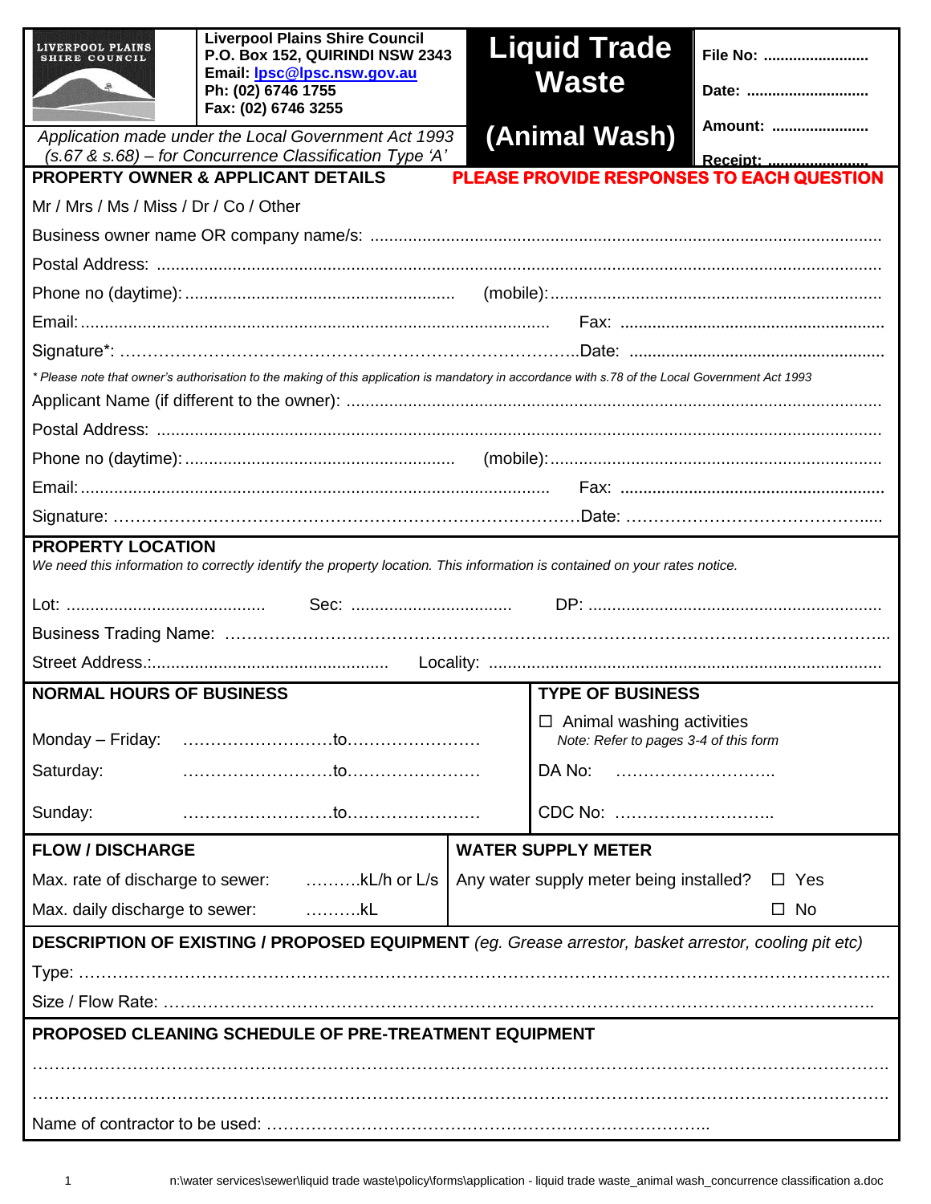**LIVERPOOL PLAINS SHIRE COUNCIL**

**Liverpool Plains Shire Council**
**P.O. Box 152, QUIRINDI NSW 2343**
**Email: lpsc@lpsc.nsw.gov.au**
**Ph: (02) 6746 1755**
**Fax: (02) 6746 3255**

# Liquid Trade Waste (Animal Wash)

**File No:** ........................

**Date:** ............................

**Amount:** .......................

**Receipt:** .......................

*Application made under the Local Government Act 1993 (s.67 & s.68) – for Concurrence Classification Type 'A'*

## PROPERTY OWNER & APPLICANT DETAILS

**PLEASE PROVIDE RESPONSES TO EACH QUESTION**

Mr / Mrs / Ms / Miss / Dr / Co / Other

Business owner name OR company name/s: ..........................................................................................................

Postal Address: ..........................................................................................................................................

Phone no (daytime): ........................................................ (mobile): .....................................................................

Email: ................................................................................................ Fax: .........................................................

Signature*: ………………………………………………………………………..Date: .......................................................

*\* Please note that owner's authorisation to the making of this application is mandatory in accordance with s.78 of the Local Government Act 1993*

Applicant Name (if different to the owner): ...............................................................................................

Postal Address: ..........................................................................................................................................

Phone no (daytime): ........................................................ (mobile): .....................................................................

Email: ................................................................................................ Fax: .........................................................

Signature: ……………………………………………………………………….Date: ……………………………………….....

## PROPERTY LOCATION

*We need this information to correctly identify the property location. This information is contained on your rates notice.*

Lot: ......................................... Sec: ................................. DP: .............................................................

Business Trading Name: ……………………………………………………………………………………………………..

Street Address.:................................................. Locality: ..................................................................................

## NORMAL HOURS OF BUSINESS

Monday – Friday: ………………………to……………………

Saturday: ………………………to……………………

Sunday: ………………………to……………………

## TYPE OF BUSINESS

☐ Animal washing activities
*Note: Refer to pages 3-4 of this form*

DA No: ………………………..

CDC No: ………………………..

## FLOW / DISCHARGE

Max. rate of discharge to sewer: ……….kL/h or L/s

Max. daily discharge to sewer: ……….kL

## WATER SUPPLY METER

Any water supply meter being installed? ☐ Yes ☐ No

## DESCRIPTION OF EXISTING / PROPOSED EQUIPMENT *(eg. Grease arrestor, basket arrestor, cooling pit etc)*

Type: …………………………………………………………………………………………………………………………….

Size / Flow Rate: ……………………………………………………………………………………………………………..

## PROPOSED CLEANING SCHEDULE OF PRE-TREATMENT EQUIPMENT

…………………………………………………………………………………………………………………………………….

…………………………………………………………………………………………………………………………………….

Name of contractor to be used: ………………………………………………………………………..

n:\water services\sewer\liquid trade waste\policy\forms\application - liquid trade waste_animal wash_concurrence classification a.doc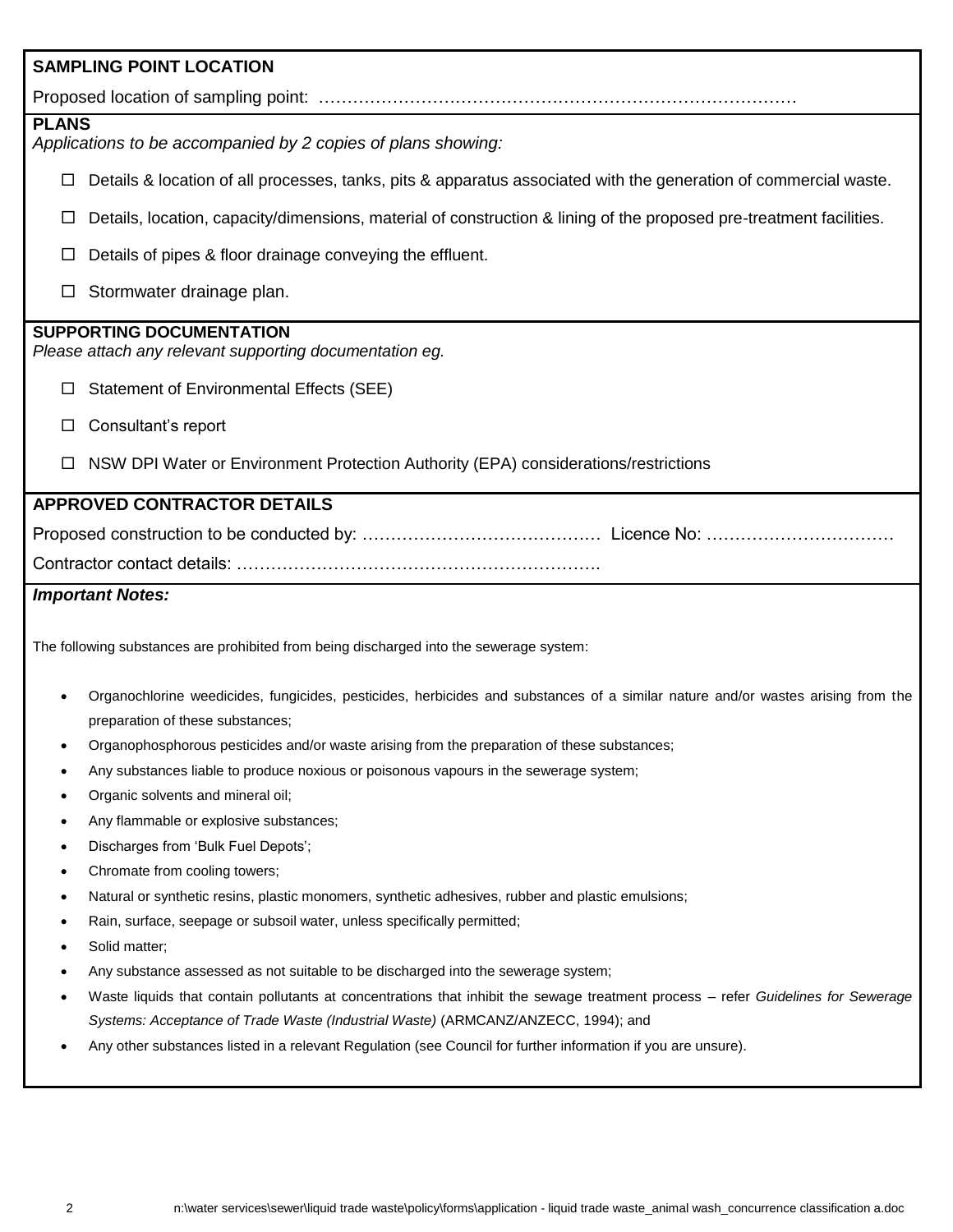## SAMPLING POINT LOCATION

Proposed location of sampling point: …………………………………………………………………………

## PLANS

*Applications to be accompanied by 2 copies of plans showing:*

- ☐ Details & location of all processes, tanks, pits & apparatus associated with the generation of commercial waste.
- ☐ Details, location, capacity/dimensions, material of construction & lining of the proposed pre-treatment facilities.
- ☐ Details of pipes & floor drainage conveying the effluent.
- ☐ Stormwater drainage plan.

## SUPPORTING DOCUMENTATION

*Please attach any relevant supporting documentation eg.*

- ☐ Statement of Environmental Effects (SEE)
- ☐ Consultant's report
- ☐ NSW DPI Water or Environment Protection Authority (EPA) considerations/restrictions

## APPROVED CONTRACTOR DETAILS

Proposed construction to be conducted by: …………………………………… Licence No: ……………………………

Contractor contact details: ……………………………………………………….

***Important Notes:***

The following substances are prohibited from being discharged into the sewerage system:

- Organochlorine weedicides, fungicides, pesticides, herbicides and substances of a similar nature and/or wastes arising from the preparation of these substances;
- Organophosphorous pesticides and/or waste arising from the preparation of these substances;
- Any substances liable to produce noxious or poisonous vapours in the sewerage system;
- Organic solvents and mineral oil;
- Any flammable or explosive substances;
- Discharges from 'Bulk Fuel Depots';
- Chromate from cooling towers;
- Natural or synthetic resins, plastic monomers, synthetic adhesives, rubber and plastic emulsions;
- Rain, surface, seepage or subsoil water, unless specifically permitted;
- Solid matter;
- Any substance assessed as not suitable to be discharged into the sewerage system;
- Waste liquids that contain pollutants at concentrations that inhibit the sewage treatment process – refer *Guidelines for Sewerage Systems: Acceptance of Trade Waste (Industrial Waste)* (ARMCANZ/ANZECC, 1994); and
- Any other substances listed in a relevant Regulation (see Council for further information if you are unsure).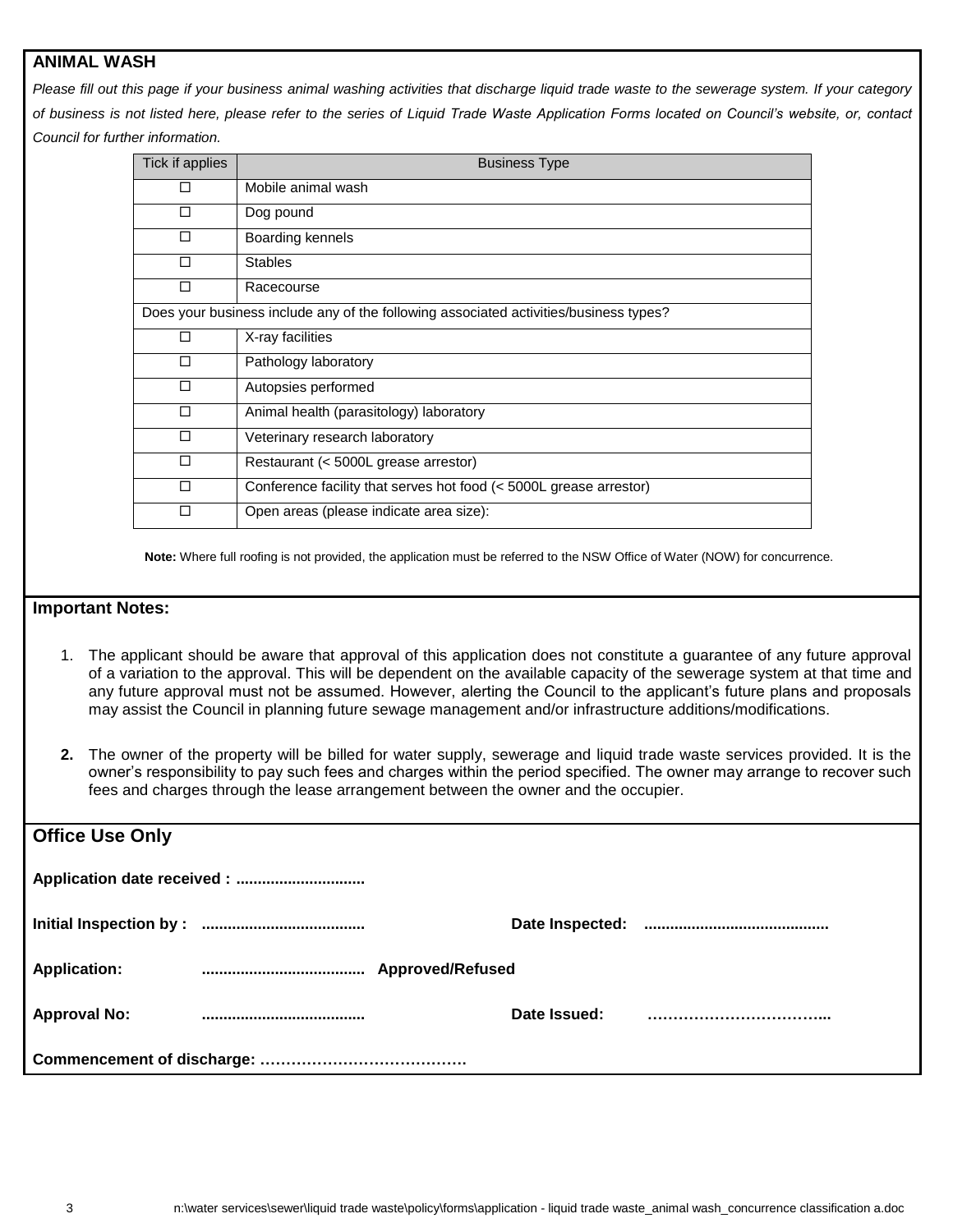## ANIMAL WASH

*Please fill out this page if your business animal washing activities that discharge liquid trade waste to the sewerage system. If your category of business is not listed here, please refer to the series of Liquid Trade Waste Application Forms located on Council's website, or, contact Council for further information.*

| Tick if applies | Business Type |
|---|---|
| ☐ | Mobile animal wash |
| ☐ | Dog pound |
| ☐ | Boarding kennels |
| ☐ | Stables |
| ☐ | Racecourse |
| Does your business include any of the following associated activities/business types? | |
| ☐ | X-ray facilities |
| ☐ | Pathology laboratory |
| ☐ | Autopsies performed |
| ☐ | Animal health (parasitology) laboratory |
| ☐ | Veterinary research laboratory |
| ☐ | Restaurant (< 5000L grease arrestor) |
| ☐ | Conference facility that serves hot food (< 5000L grease arrestor) |
| ☐ | Open areas (please indicate area size): |

**Note:** Where full roofing is not provided, the application must be referred to the NSW Office of Water (NOW) for concurrence.

## Important Notes:

1. The applicant should be aware that approval of this application does not constitute a guarantee of any future approval of a variation to the approval. This will be dependent on the available capacity of the sewerage system at that time and any future approval must not be assumed. However, alerting the Council to the applicant's future plans and proposals may assist the Council in planning future sewage management and/or infrastructure additions/modifications.

2. The owner of the property will be billed for water supply, sewerage and liquid trade waste services provided. It is the owner's responsibility to pay such fees and charges within the period specified. The owner may arrange to recover such fees and charges through the lease arrangement between the owner and the occupier.

## Office Use Only

**Application date received : ..............................**

**Initial Inspection by : ......................................** **Date Inspected: ...........................................**

**Application: ...................................... Approved/Refused**

**Approval No: ......................................** **Date Issued: ……………………………..**

**Commencement of discharge: ………………………………….**

n:\water services\sewer\liquid trade waste\policy\forms\application - liquid trade waste_animal wash_concurrence classification a.doc